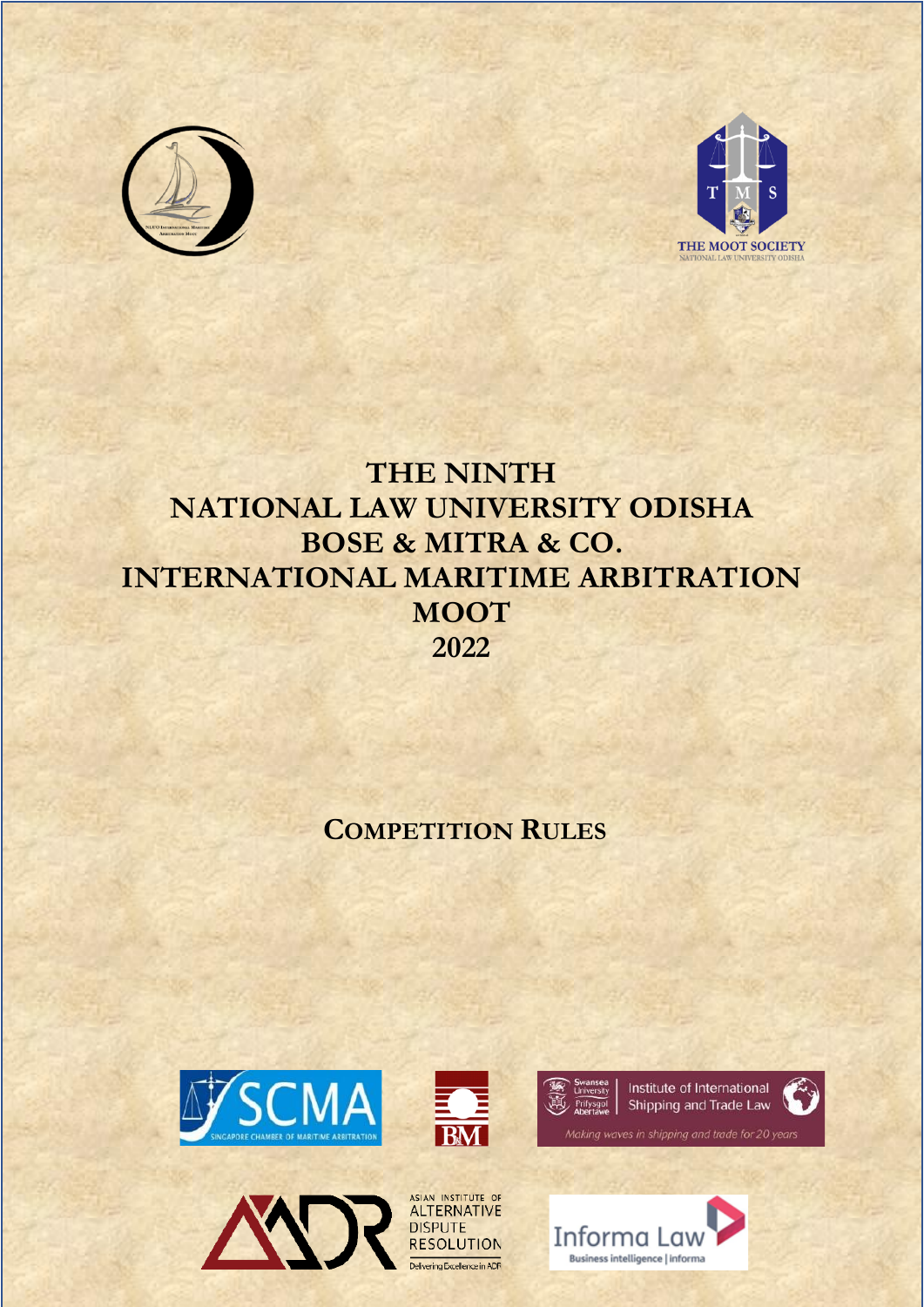# THE NINTH NATIONAL LAW UNIVERSITY ODISHA BOSE & MITRA & CO. INTERNATIONAL MARITIME ARBITRATION MOOT 2022

## COMPETITION RULES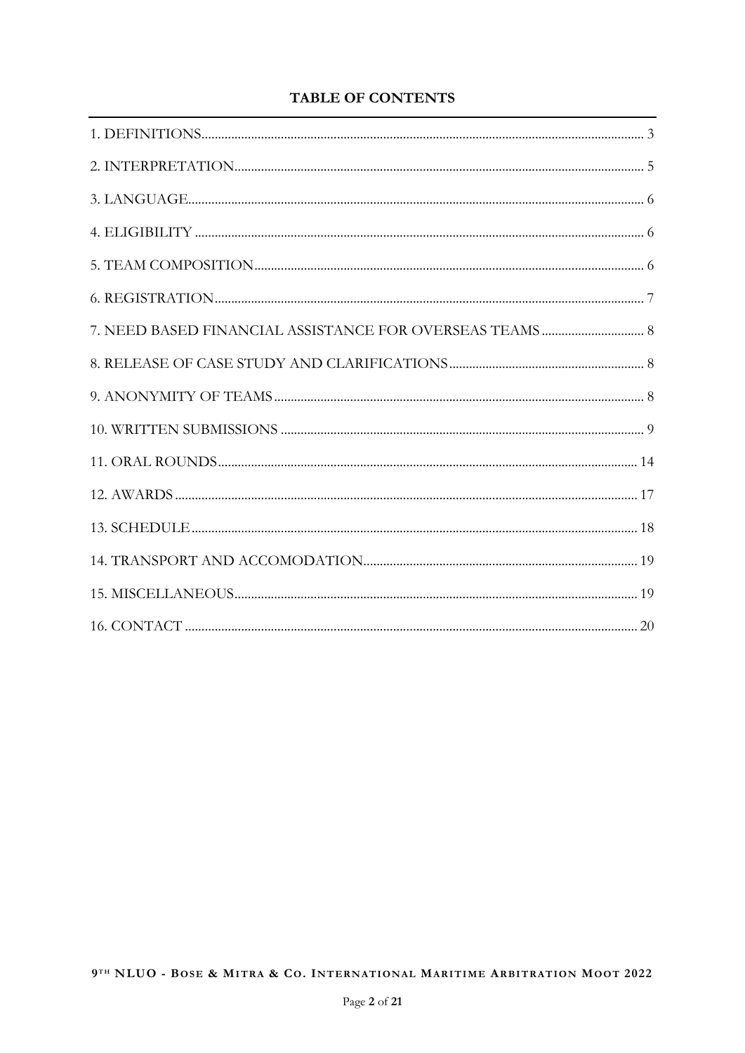## TABLE OF CONTENTS

1. DEFINITIONS .... 3
2. INTERPRETATION .... 5
3. LANGUAGE .... 6
4. ELIGIBILITY .... 6
5. TEAM COMPOSITION .... 6
6. REGISTRATION .... 7
7. NEED BASED FINANCIAL ASSISTANCE FOR OVERSEAS TEAMS .... 8
8. RELEASE OF CASE STUDY AND CLARIFICATIONS .... 8
9. ANONYMITY OF TEAMS .... 8
10. WRITTEN SUBMISSIONS .... 9
11. ORAL ROUNDS .... 14
12. AWARDS .... 17
13. SCHEDULE .... 18
14. TRANSPORT AND ACCOMODATION .... 19
15. MISCELLANEOUS .... 19
16. CONTACT .... 20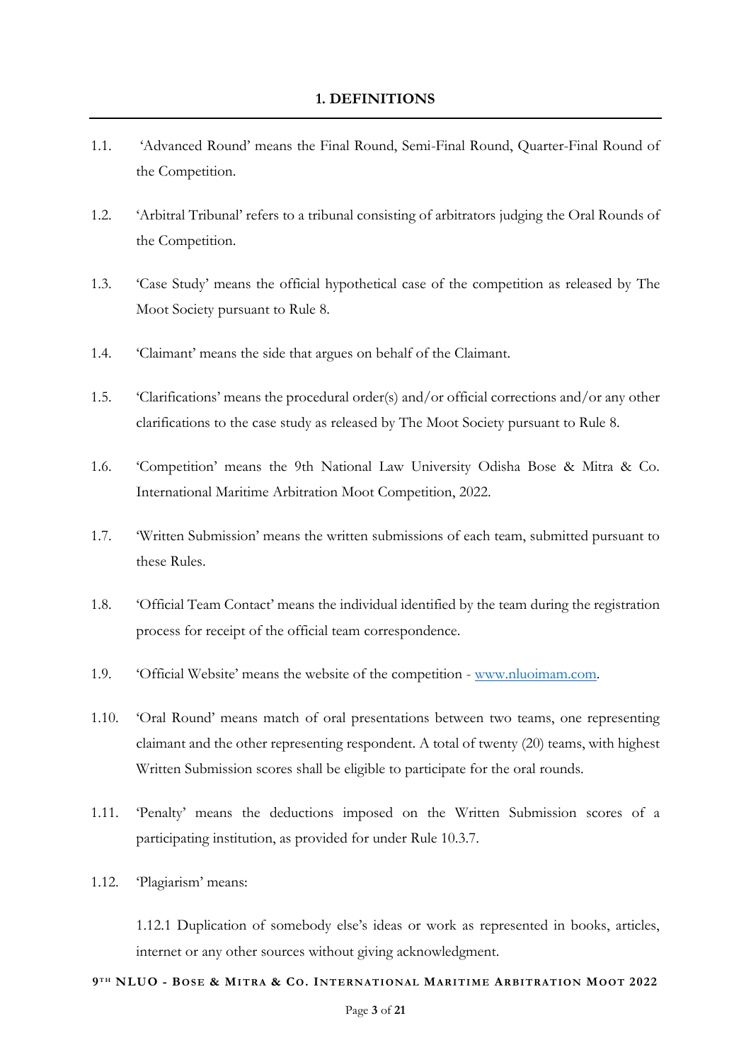## 1. DEFINITIONS

1.1. 'Advanced Round' means the Final Round, Semi-Final Round, Quarter-Final Round of the Competition.

1.2. 'Arbitral Tribunal' refers to a tribunal consisting of arbitrators judging the Oral Rounds of the Competition.

1.3. 'Case Study' means the official hypothetical case of the competition as released by The Moot Society pursuant to Rule 8.

1.4. 'Claimant' means the side that argues on behalf of the Claimant.

1.5. 'Clarifications' means the procedural order(s) and/or official corrections and/or any other clarifications to the case study as released by The Moot Society pursuant to Rule 8.

1.6. 'Competition' means the 9th National Law University Odisha Bose & Mitra & Co. International Maritime Arbitration Moot Competition, 2022.

1.7. 'Written Submission' means the written submissions of each team, submitted pursuant to these Rules.

1.8. 'Official Team Contact' means the individual identified by the team during the registration process for receipt of the official team correspondence.

1.9. 'Official Website' means the website of the competition - [www.nluoimam.com](http://www.nluoimam.com).

1.10. 'Oral Round' means match of oral presentations between two teams, one representing claimant and the other representing respondent. A total of twenty (20) teams, with highest Written Submission scores shall be eligible to participate for the oral rounds.

1.11. 'Penalty' means the deductions imposed on the Written Submission scores of a participating institution, as provided for under Rule 10.3.7.

1.12. 'Plagiarism' means:

1.12.1 Duplication of somebody else's ideas or work as represented in books, articles, internet or any other sources without giving acknowledgment.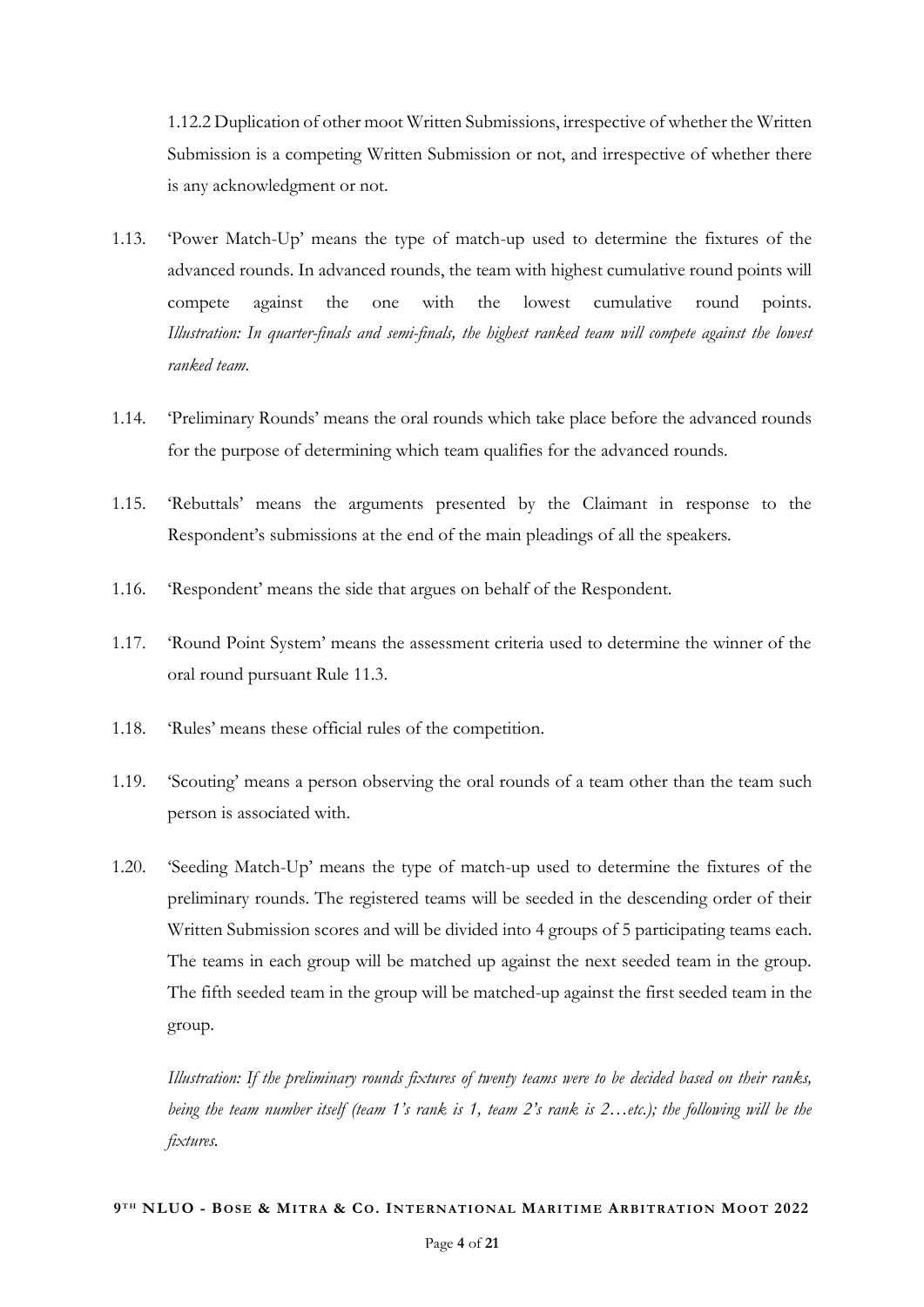1.12.2 Duplication of other moot Written Submissions, irrespective of whether the Written Submission is a competing Written Submission or not, and irrespective of whether there is any acknowledgment or not.

1.13. 'Power Match-Up' means the type of match-up used to determine the fixtures of the advanced rounds. In advanced rounds, the team with highest cumulative round points will compete against the one with the lowest cumulative round points. *Illustration: In quarter-finals and semi-finals, the highest ranked team will compete against the lowest ranked team.*

1.14. 'Preliminary Rounds' means the oral rounds which take place before the advanced rounds for the purpose of determining which team qualifies for the advanced rounds.

1.15. 'Rebuttals' means the arguments presented by the Claimant in response to the Respondent's submissions at the end of the main pleadings of all the speakers.

1.16. 'Respondent' means the side that argues on behalf of the Respondent.

1.17. 'Round Point System' means the assessment criteria used to determine the winner of the oral round pursuant Rule 11.3.

1.18. 'Rules' means these official rules of the competition.

1.19. 'Scouting' means a person observing the oral rounds of a team other than the team such person is associated with.

1.20. 'Seeding Match-Up' means the type of match-up used to determine the fixtures of the preliminary rounds. The registered teams will be seeded in the descending order of their Written Submission scores and will be divided into 4 groups of 5 participating teams each. The teams in each group will be matched up against the next seeded team in the group. The fifth seeded team in the group will be matched-up against the first seeded team in the group.

*Illustration: If the preliminary rounds fixtures of twenty teams were to be decided based on their ranks, being the team number itself (team 1's rank is 1, team 2's rank is 2…etc.); the following will be the fixtures.*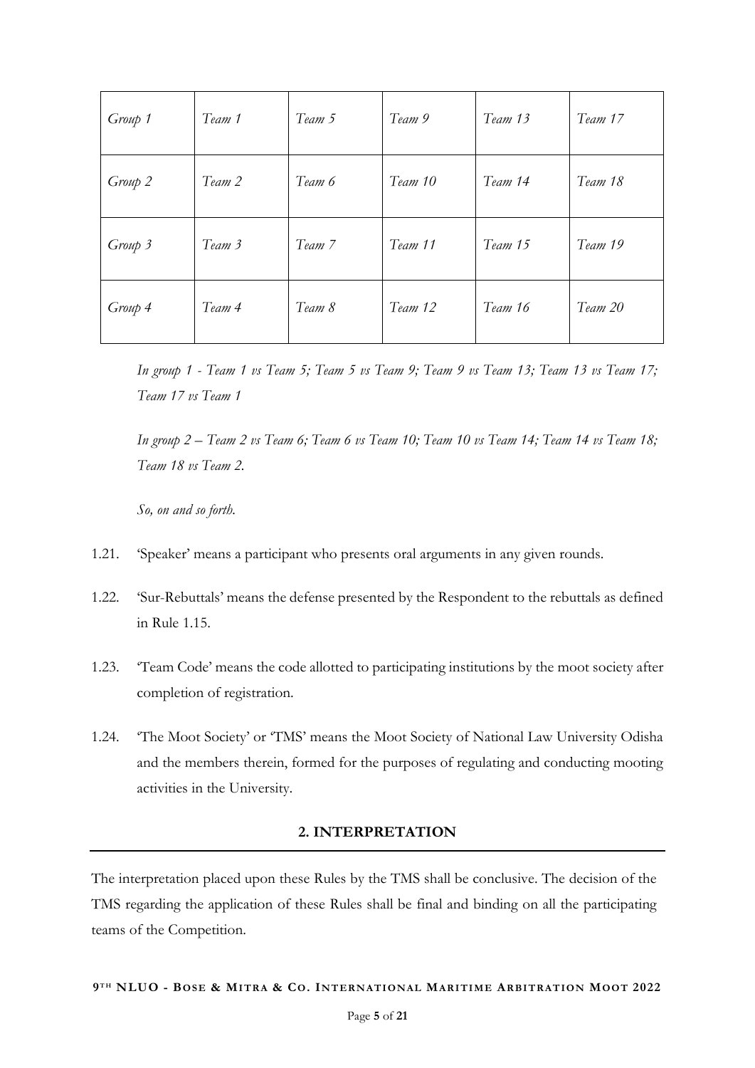| *Group 1* | *Team 1* | *Team 5* | *Team 9* | *Team 13* | *Team 17* |
|---|---|---|---|---|---|
| *Group 2* | *Team 2* | *Team 6* | *Team 10* | *Team 14* | *Team 18* |
| *Group 3* | *Team 3* | *Team 7* | *Team 11* | *Team 15* | *Team 19* |
| *Group 4* | *Team 4* | *Team 8* | *Team 12* | *Team 16* | *Team 20* |

*In group 1 - Team 1 vs Team 5; Team 5 vs Team 9; Team 9 vs Team 13; Team 13 vs Team 17; Team 17 vs Team 1*

*In group 2 – Team 2 vs Team 6; Team 6 vs Team 10; Team 10 vs Team 14; Team 14 vs Team 18; Team 18 vs Team 2.*

*So, on and so forth.*

1.21. 'Speaker' means a participant who presents oral arguments in any given rounds.

1.22. 'Sur-Rebuttals' means the defense presented by the Respondent to the rebuttals as defined in Rule 1.15.

1.23. 'Team Code' means the code allotted to participating institutions by the moot society after completion of registration.

1.24. 'The Moot Society' or 'TMS' means the Moot Society of National Law University Odisha and the members therein, formed for the purposes of regulating and conducting mooting activities in the University.

## 2. INTERPRETATION

The interpretation placed upon these Rules by the TMS shall be conclusive. The decision of the TMS regarding the application of these Rules shall be final and binding on all the participating teams of the Competition.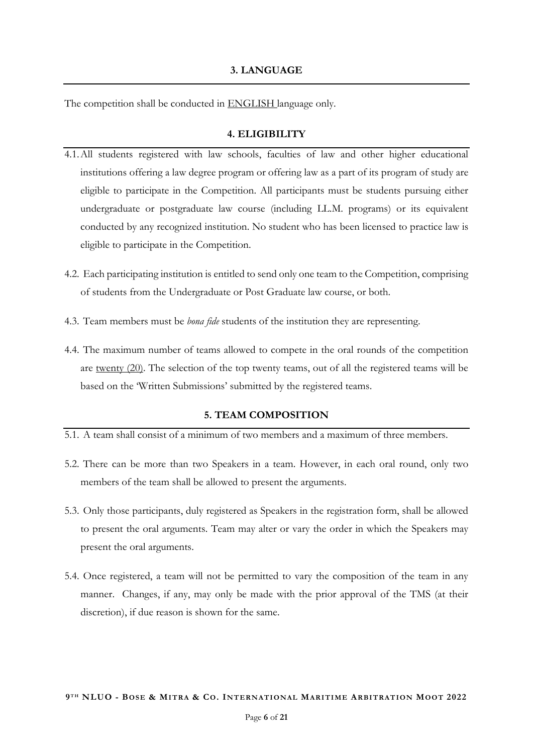## 3. LANGUAGE

The competition shall be conducted in ENGLISH language only.

## 4. ELIGIBILITY

4.1. All students registered with law schools, faculties of law and other higher educational institutions offering a law degree program or offering law as a part of its program of study are eligible to participate in the Competition. All participants must be students pursuing either undergraduate or postgraduate law course (including LL.M. programs) or its equivalent conducted by any recognized institution. No student who has been licensed to practice law is eligible to participate in the Competition.

4.2. Each participating institution is entitled to send only one team to the Competition, comprising of students from the Undergraduate or Post Graduate law course, or both.

4.3. Team members must be *bona fide* students of the institution they are representing.

4.4. The maximum number of teams allowed to compete in the oral rounds of the competition are twenty (20). The selection of the top twenty teams, out of all the registered teams will be based on the 'Written Submissions' submitted by the registered teams.

## 5. TEAM COMPOSITION

5.1. A team shall consist of a minimum of two members and a maximum of three members.

5.2. There can be more than two Speakers in a team. However, in each oral round, only two members of the team shall be allowed to present the arguments.

5.3. Only those participants, duly registered as Speakers in the registration form, shall be allowed to present the oral arguments. Team may alter or vary the order in which the Speakers may present the oral arguments.

5.4. Once registered, a team will not be permitted to vary the composition of the team in any manner. Changes, if any, may only be made with the prior approval of the TMS (at their discretion), if due reason is shown for the same.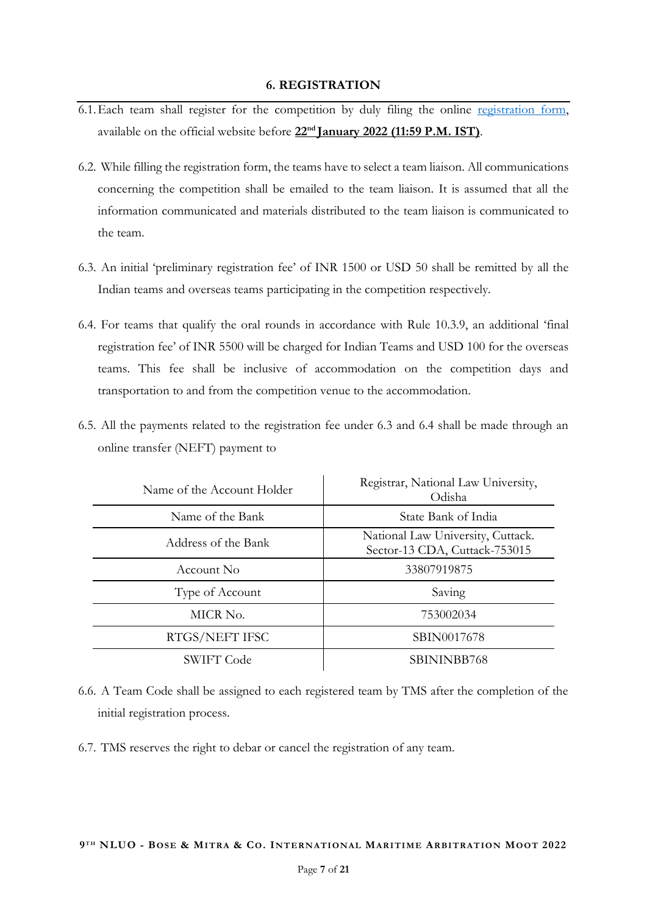## 6. REGISTRATION

6.1. Each team shall register for the competition by duly filing the online registration form, available on the official website before **22nd January 2022 (11:59 P.M. IST)**.

6.2. While filling the registration form, the teams have to select a team liaison. All communications concerning the competition shall be emailed to the team liaison. It is assumed that all the information communicated and materials distributed to the team liaison is communicated to the team.

6.3. An initial 'preliminary registration fee' of INR 1500 or USD 50 shall be remitted by all the Indian teams and overseas teams participating in the competition respectively.

6.4. For teams that qualify the oral rounds in accordance with Rule 10.3.9, an additional 'final registration fee' of INR 5500 will be charged for Indian Teams and USD 100 for the overseas teams. This fee shall be inclusive of accommodation on the competition days and transportation to and from the competition venue to the accommodation.

6.5. All the payments related to the registration fee under 6.3 and 6.4 shall be made through an online transfer (NEFT) payment to

| Name of the Account Holder | Registrar, National Law University, Odisha |
|---|---|
| Name of the Bank | State Bank of India |
| Address of the Bank | National Law University, Cuttack. Sector-13 CDA, Cuttack-753015 |
| Account No | 33807919875 |
| Type of Account | Saving |
| MICR No. | 753002034 |
| RTGS/NEFT IFSC | SBIN0017678 |
| SWIFT Code | SBININBB768 |

6.6. A Team Code shall be assigned to each registered team by TMS after the completion of the initial registration process.

6.7. TMS reserves the right to debar or cancel the registration of any team.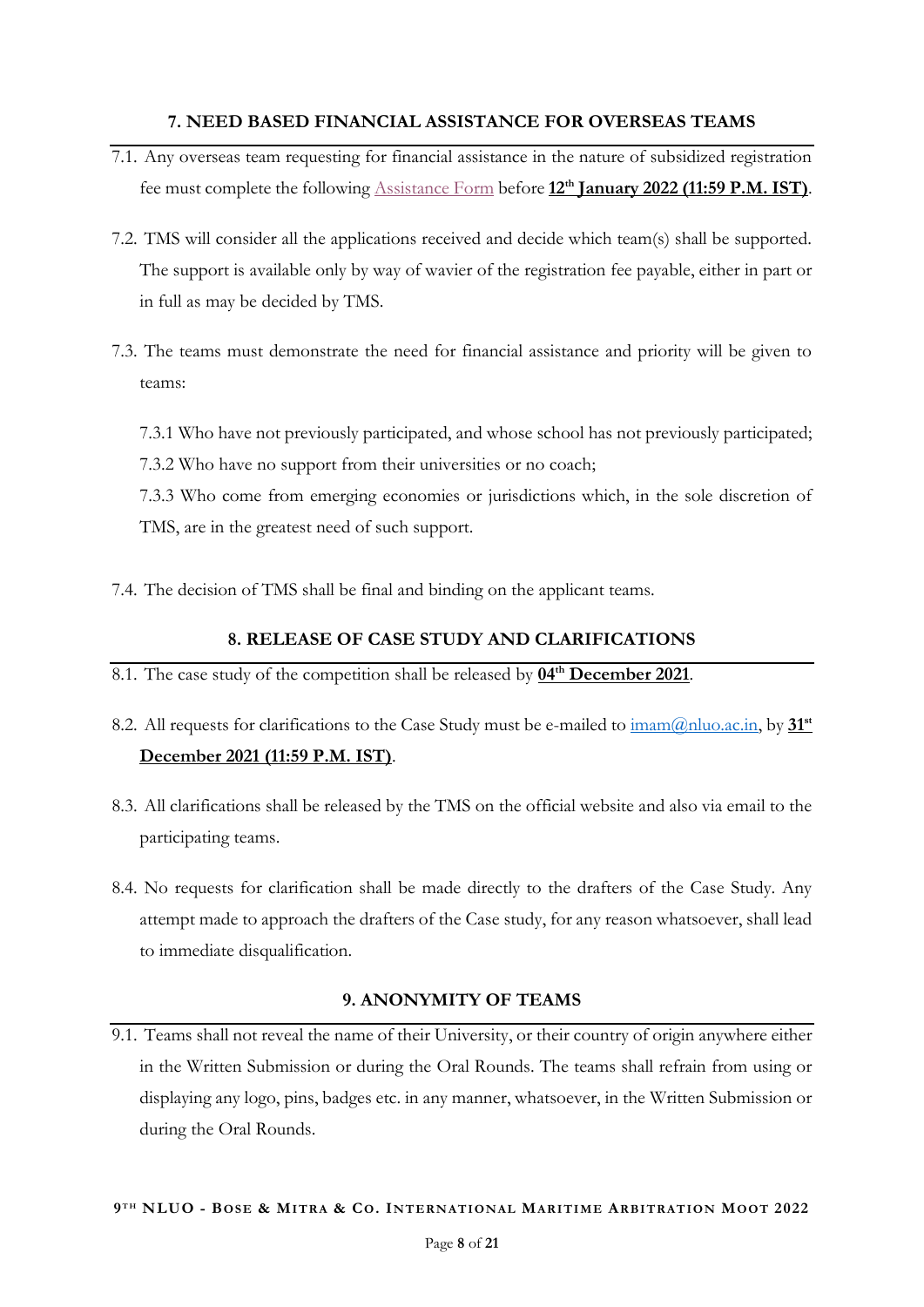## 7. NEED BASED FINANCIAL ASSISTANCE FOR OVERSEAS TEAMS

7.1. Any overseas team requesting for financial assistance in the nature of subsidized registration fee must complete the following Assistance Form before **12th January 2022 (11:59 P.M. IST)**.

7.2. TMS will consider all the applications received and decide which team(s) shall be supported. The support is available only by way of wavier of the registration fee payable, either in part or in full as may be decided by TMS.

7.3. The teams must demonstrate the need for financial assistance and priority will be given to teams:

7.3.1 Who have not previously participated, and whose school has not previously participated;

7.3.2 Who have no support from their universities or no coach;

7.3.3 Who come from emerging economies or jurisdictions which, in the sole discretion of TMS, are in the greatest need of such support.

7.4. The decision of TMS shall be final and binding on the applicant teams.

## 8. RELEASE OF CASE STUDY AND CLARIFICATIONS

8.1. The case study of the competition shall be released by **04th December 2021**.

8.2. All requests for clarifications to the Case Study must be e-mailed to imam@nluo.ac.in, by **31st December 2021 (11:59 P.M. IST)**.

8.3. All clarifications shall be released by the TMS on the official website and also via email to the participating teams.

8.4. No requests for clarification shall be made directly to the drafters of the Case Study. Any attempt made to approach the drafters of the Case study, for any reason whatsoever, shall lead to immediate disqualification.

## 9. ANONYMITY OF TEAMS

9.1. Teams shall not reveal the name of their University, or their country of origin anywhere either in the Written Submission or during the Oral Rounds. The teams shall refrain from using or displaying any logo, pins, badges etc. in any manner, whatsoever, in the Written Submission or during the Oral Rounds.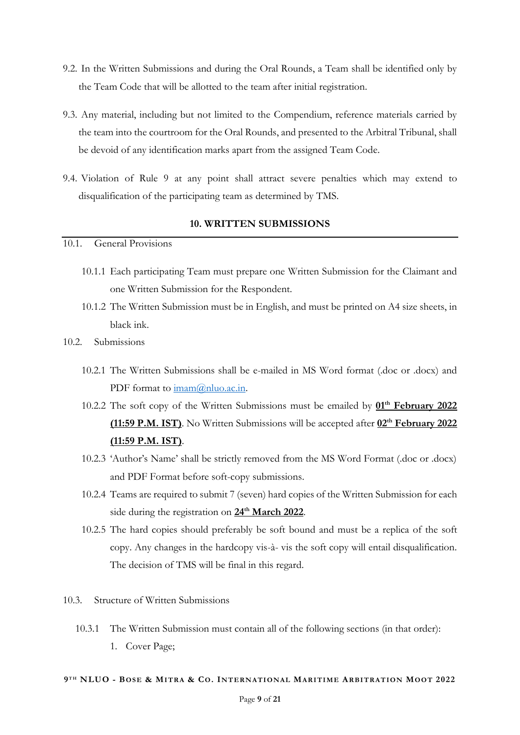9.2. In the Written Submissions and during the Oral Rounds, a Team shall be identified only by the Team Code that will be allotted to the team after initial registration.

9.3. Any material, including but not limited to the Compendium, reference materials carried by the team into the courtroom for the Oral Rounds, and presented to the Arbitral Tribunal, shall be devoid of any identification marks apart from the assigned Team Code.

9.4. Violation of Rule 9 at any point shall attract severe penalties which may extend to disqualification of the participating team as determined by TMS.

## 10. WRITTEN SUBMISSIONS

10.1. General Provisions

10.1.1 Each participating Team must prepare one Written Submission for the Claimant and one Written Submission for the Respondent.

10.1.2 The Written Submission must be in English, and must be printed on A4 size sheets, in black ink.

10.2. Submissions

10.2.1 The Written Submissions shall be e-mailed in MS Word format (.doc or .docx) and PDF format to imam@nluo.ac.in.

10.2.2 The soft copy of the Written Submissions must be emailed by **01th February 2022 (11:59 P.M. IST)**. No Written Submissions will be accepted after **02th February 2022 (11:59 P.M. IST)**.

10.2.3 'Author's Name' shall be strictly removed from the MS Word Format (.doc or .docx) and PDF Format before soft-copy submissions.

10.2.4 Teams are required to submit 7 (seven) hard copies of the Written Submission for each side during the registration on **24th March 2022**.

10.2.5 The hard copies should preferably be soft bound and must be a replica of the soft copy. Any changes in the hardcopy vis-à- vis the soft copy will entail disqualification. The decision of TMS will be final in this regard.

10.3. Structure of Written Submissions

10.3.1 The Written Submission must contain all of the following sections (in that order):

1. Cover Page;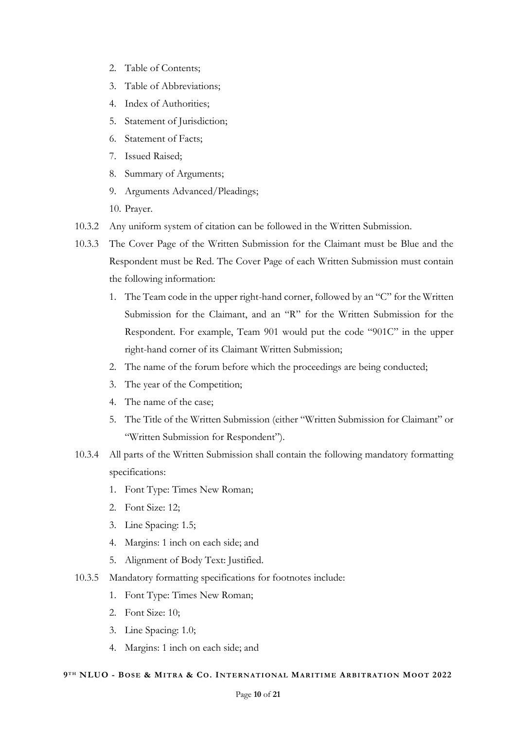2. Table of Contents;
3. Table of Abbreviations;
4. Index of Authorities;
5. Statement of Jurisdiction;
6. Statement of Facts;
7. Issued Raised;
8. Summary of Arguments;
9. Arguments Advanced/Pleadings;
10. Prayer.

10.3.2 Any uniform system of citation can be followed in the Written Submission.

10.3.3 The Cover Page of the Written Submission for the Claimant must be Blue and the Respondent must be Red. The Cover Page of each Written Submission must contain the following information:

1. The Team code in the upper right-hand corner, followed by an "C" for the Written Submission for the Claimant, and an "R" for the Written Submission for the Respondent. For example, Team 901 would put the code "901C" in the upper right-hand corner of its Claimant Written Submission;
2. The name of the forum before which the proceedings are being conducted;
3. The year of the Competition;
4. The name of the case;
5. The Title of the Written Submission (either "Written Submission for Claimant" or "Written Submission for Respondent").

10.3.4 All parts of the Written Submission shall contain the following mandatory formatting specifications:

1. Font Type: Times New Roman;
2. Font Size: 12;
3. Line Spacing: 1.5;
4. Margins: 1 inch on each side; and
5. Alignment of Body Text: Justified.

10.3.5 Mandatory formatting specifications for footnotes include:

1. Font Type: Times New Roman;
2. Font Size: 10;
3. Line Spacing: 1.0;
4. Margins: 1 inch on each side; and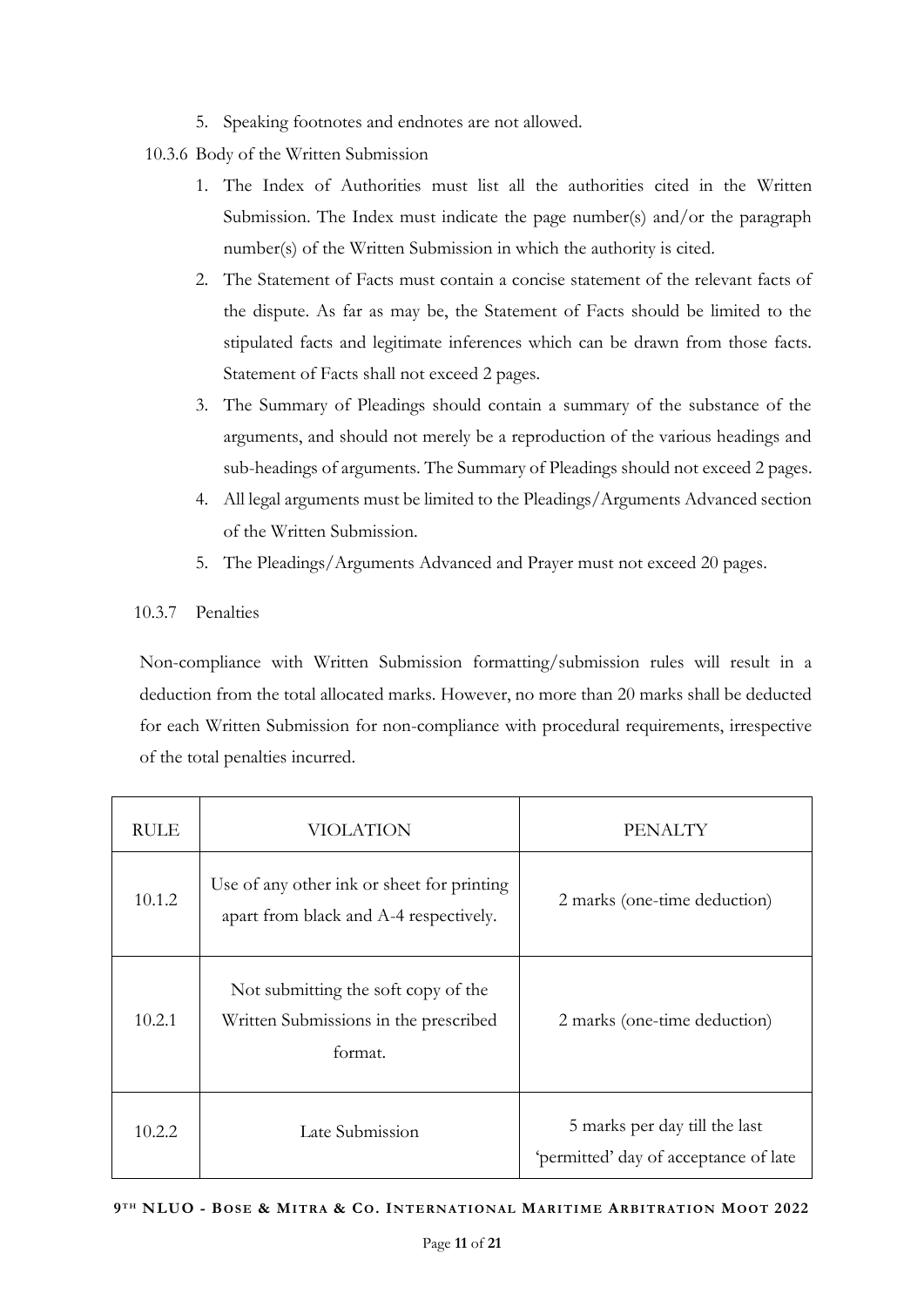5. Speaking footnotes and endnotes are not allowed.

10.3.6 Body of the Written Submission

1. The Index of Authorities must list all the authorities cited in the Written Submission. The Index must indicate the page number(s) and/or the paragraph number(s) of the Written Submission in which the authority is cited.
2. The Statement of Facts must contain a concise statement of the relevant facts of the dispute. As far as may be, the Statement of Facts should be limited to the stipulated facts and legitimate inferences which can be drawn from those facts. Statement of Facts shall not exceed 2 pages.
3. The Summary of Pleadings should contain a summary of the substance of the arguments, and should not merely be a reproduction of the various headings and sub-headings of arguments. The Summary of Pleadings should not exceed 2 pages.
4. All legal arguments must be limited to the Pleadings/Arguments Advanced section of the Written Submission.
5. The Pleadings/Arguments Advanced and Prayer must not exceed 20 pages.

10.3.7 Penalties

Non-compliance with Written Submission formatting/submission rules will result in a deduction from the total allocated marks. However, no more than 20 marks shall be deducted for each Written Submission for non-compliance with procedural requirements, irrespective of the total penalties incurred.

| RULE | VIOLATION | PENALTY |
| --- | --- | --- |
| 10.1.2 | Use of any other ink or sheet for printing apart from black and A-4 respectively. | 2 marks (one-time deduction) |
| 10.2.1 | Not submitting the soft copy of the Written Submissions in the prescribed format. | 2 marks (one-time deduction) |
| 10.2.2 | Late Submission | 5 marks per day till the last 'permitted' day of acceptance of late |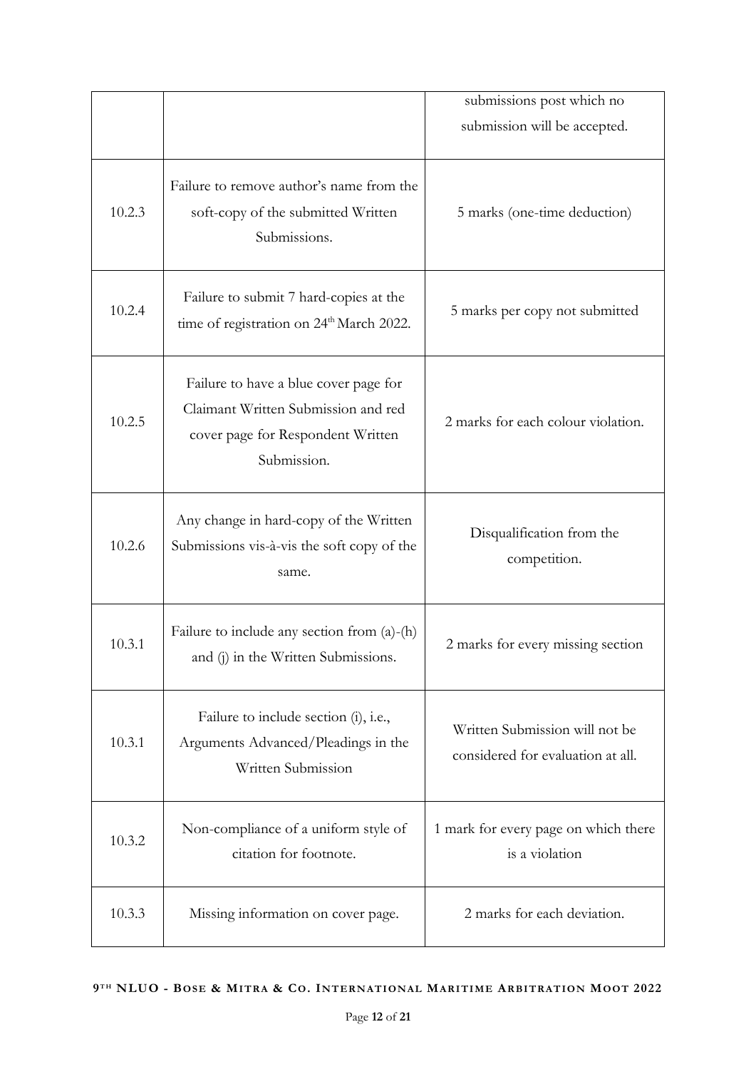| | | |
|---|---|---|
| | | submissions post which no submission will be accepted. |
| 10.2.3 | Failure to remove author's name from the soft-copy of the submitted Written Submissions. | 5 marks (one-time deduction) |
| 10.2.4 | Failure to submit 7 hard-copies at the time of registration on 24th March 2022. | 5 marks per copy not submitted |
| 10.2.5 | Failure to have a blue cover page for Claimant Written Submission and red cover page for Respondent Written Submission. | 2 marks for each colour violation. |
| 10.2.6 | Any change in hard-copy of the Written Submissions vis-à-vis the soft copy of the same. | Disqualification from the competition. |
| 10.3.1 | Failure to include any section from (a)-(h) and (j) in the Written Submissions. | 2 marks for every missing section |
| 10.3.1 | Failure to include section (i), i.e., Arguments Advanced/Pleadings in the Written Submission | Written Submission will not be considered for evaluation at all. |
| 10.3.2 | Non-compliance of a uniform style of citation for footnote. | 1 mark for every page on which there is a violation |
| 10.3.3 | Missing information on cover page. | 2 marks for each deviation. |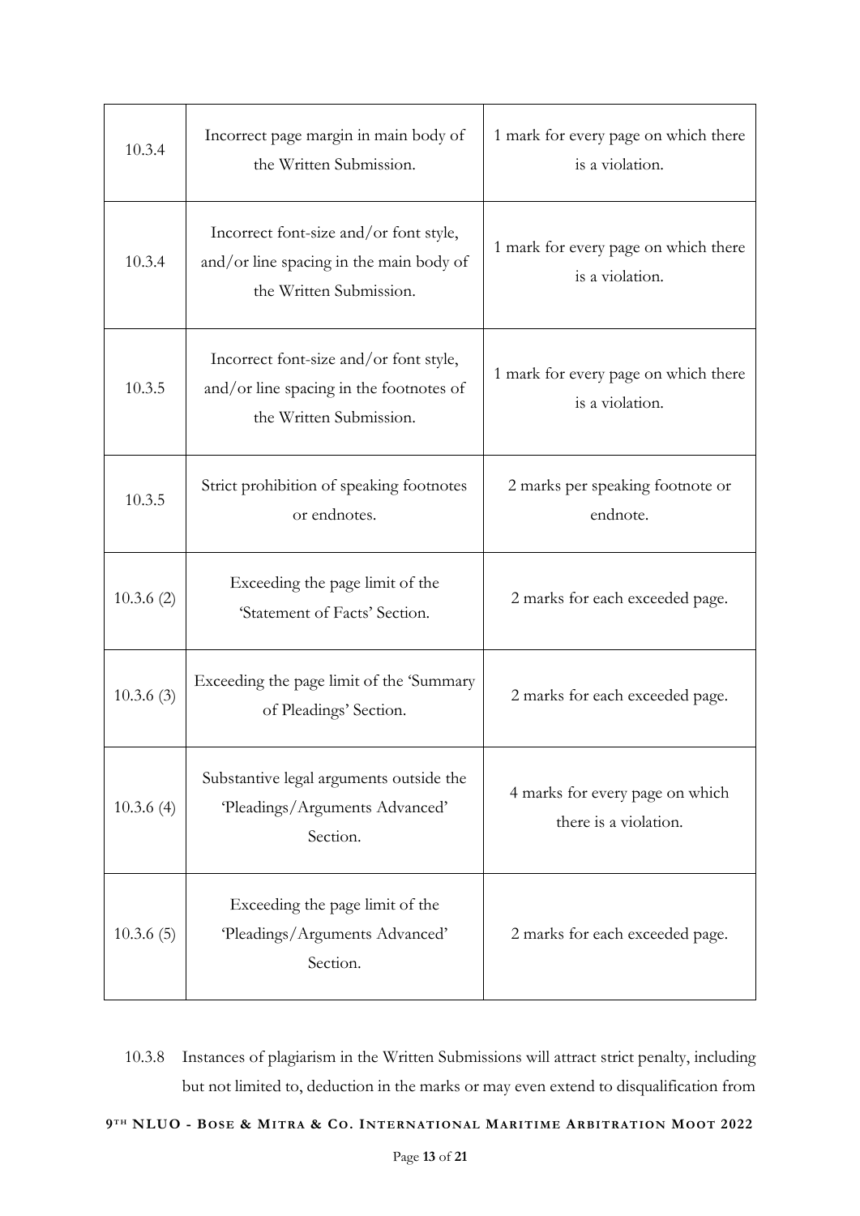| 10.3.4 | Incorrect page margin in main body of the Written Submission. | 1 mark for every page on which there is a violation. |
|---|---|---|
| 10.3.4 | Incorrect font-size and/or font style, and/or line spacing in the main body of the Written Submission. | 1 mark for every page on which there is a violation. |
| 10.3.5 | Incorrect font-size and/or font style, and/or line spacing in the footnotes of the Written Submission. | 1 mark for every page on which there is a violation. |
| 10.3.5 | Strict prohibition of speaking footnotes or endnotes. | 2 marks per speaking footnote or endnote. |
| 10.3.6 (2) | Exceeding the page limit of the 'Statement of Facts' Section. | 2 marks for each exceeded page. |
| 10.3.6 (3) | Exceeding the page limit of the 'Summary of Pleadings' Section. | 2 marks for each exceeded page. |
| 10.3.6 (4) | Substantive legal arguments outside the 'Pleadings/Arguments Advanced' Section. | 4 marks for every page on which there is a violation. |
| 10.3.6 (5) | Exceeding the page limit of the 'Pleadings/Arguments Advanced' Section. | 2 marks for each exceeded page. |

10.3.8 Instances of plagiarism in the Written Submissions will attract strict penalty, including but not limited to, deduction in the marks or may even extend to disqualification from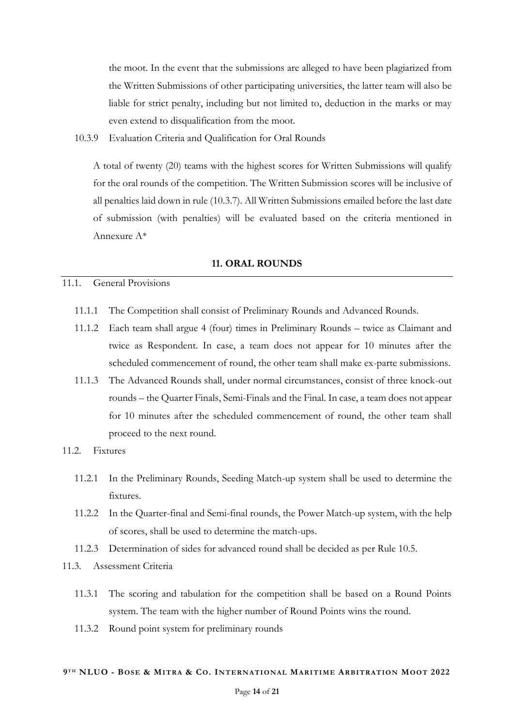the moot. In the event that the submissions are alleged to have been plagiarized from the Written Submissions of other participating universities, the latter team will also be liable for strict penalty, including but not limited to, deduction in the marks or may even extend to disqualification from the moot.

10.3.9 Evaluation Criteria and Qualification for Oral Rounds

A total of twenty (20) teams with the highest scores for Written Submissions will qualify for the oral rounds of the competition. The Written Submission scores will be inclusive of all penalties laid down in rule (10.3.7). All Written Submissions emailed before the last date of submission (with penalties) will be evaluated based on the criteria mentioned in Annexure A*

## 11. ORAL ROUNDS

11.1. General Provisions

11.1.1 The Competition shall consist of Preliminary Rounds and Advanced Rounds.

11.1.2 Each team shall argue 4 (four) times in Preliminary Rounds – twice as Claimant and twice as Respondent. In case, a team does not appear for 10 minutes after the scheduled commencement of round, the other team shall make ex-parte submissions.

11.1.3 The Advanced Rounds shall, under normal circumstances, consist of three knock-out rounds – the Quarter Finals, Semi-Finals and the Final. In case, a team does not appear for 10 minutes after the scheduled commencement of round, the other team shall proceed to the next round.

11.2. Fixtures

11.2.1 In the Preliminary Rounds, Seeding Match-up system shall be used to determine the fixtures.

11.2.2 In the Quarter-final and Semi-final rounds, the Power Match-up system, with the help of scores, shall be used to determine the match-ups.

11.2.3 Determination of sides for advanced round shall be decided as per Rule 10.5.

11.3. Assessment Criteria

11.3.1 The scoring and tabulation for the competition shall be based on a Round Points system. The team with the higher number of Round Points wins the round.

11.3.2 Round point system for preliminary rounds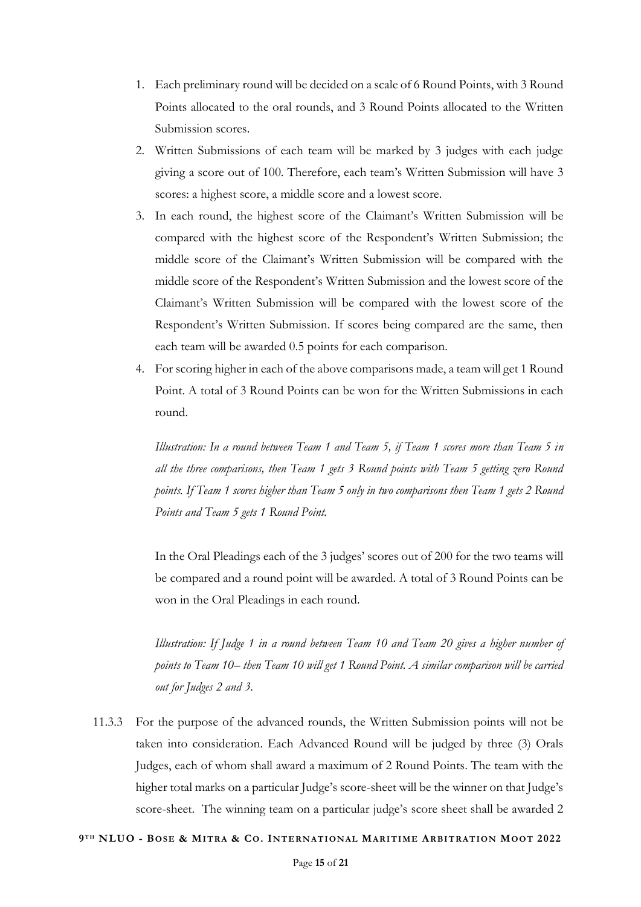1. Each preliminary round will be decided on a scale of 6 Round Points, with 3 Round Points allocated to the oral rounds, and 3 Round Points allocated to the Written Submission scores.
2. Written Submissions of each team will be marked by 3 judges with each judge giving a score out of 100. Therefore, each team's Written Submission will have 3 scores: a highest score, a middle score and a lowest score.
3. In each round, the highest score of the Claimant's Written Submission will be compared with the highest score of the Respondent's Written Submission; the middle score of the Claimant's Written Submission will be compared with the middle score of the Respondent's Written Submission and the lowest score of the Claimant's Written Submission will be compared with the lowest score of the Respondent's Written Submission. If scores being compared are the same, then each team will be awarded 0.5 points for each comparison.
4. For scoring higher in each of the above comparisons made, a team will get 1 Round Point. A total of 3 Round Points can be won for the Written Submissions in each round.

   *Illustration: In a round between Team 1 and Team 5, if Team 1 scores more than Team 5 in all the three comparisons, then Team 1 gets 3 Round points with Team 5 getting zero Round points. If Team 1 scores higher than Team 5 only in two comparisons then Team 1 gets 2 Round Points and Team 5 gets 1 Round Point.*

   In the Oral Pleadings each of the 3 judges' scores out of 200 for the two teams will be compared and a round point will be awarded. A total of 3 Round Points can be won in the Oral Pleadings in each round.

   *Illustration: If Judge 1 in a round between Team 10 and Team 20 gives a higher number of points to Team 10– then Team 10 will get 1 Round Point. A similar comparison will be carried out for Judges 2 and 3.*

11.3.3 For the purpose of the advanced rounds, the Written Submission points will not be taken into consideration. Each Advanced Round will be judged by three (3) Orals Judges, each of whom shall award a maximum of 2 Round Points. The team with the higher total marks on a particular Judge's score-sheet will be the winner on that Judge's score-sheet. The winning team on a particular judge's score sheet shall be awarded 2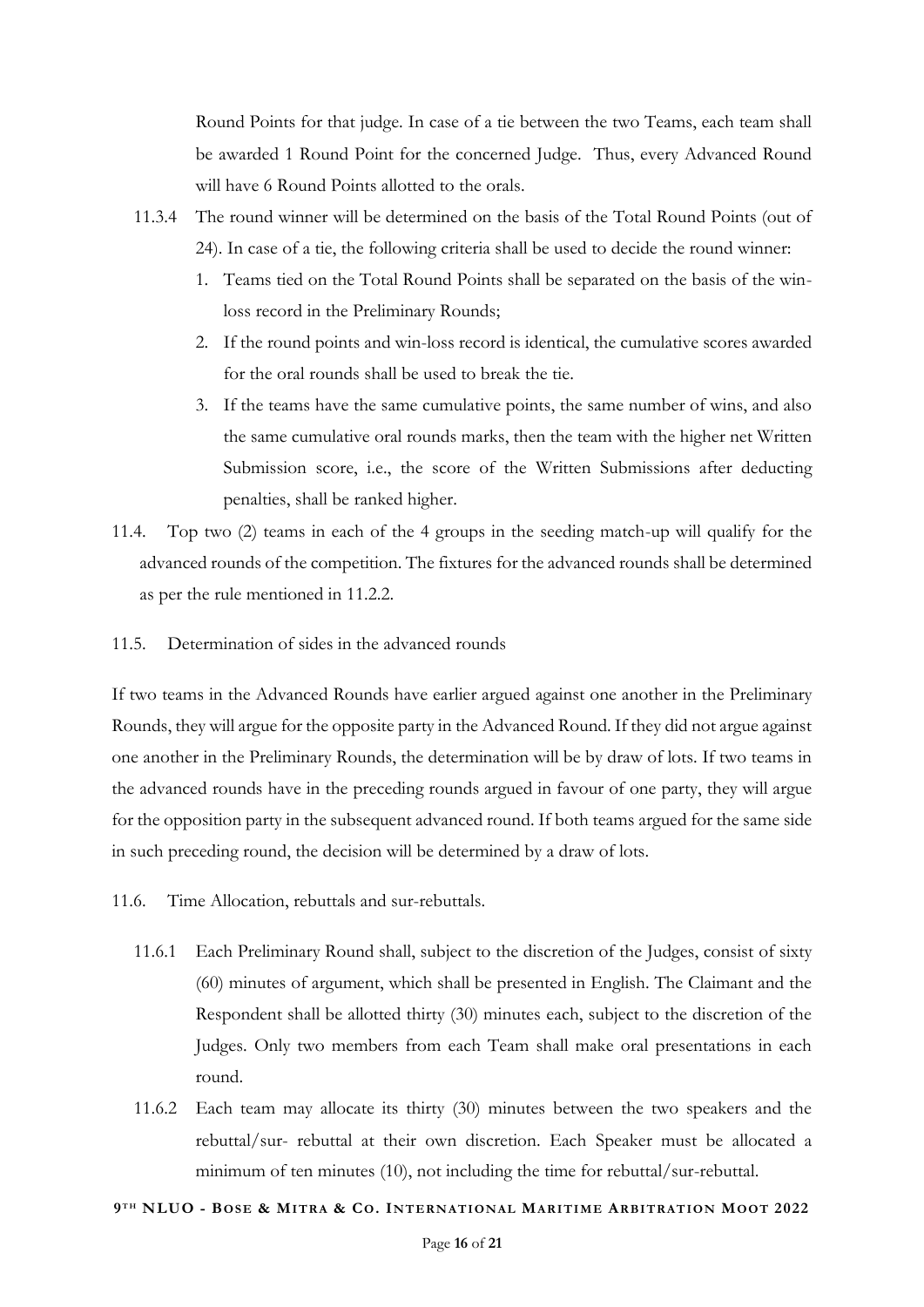Round Points for that judge. In case of a tie between the two Teams, each team shall be awarded 1 Round Point for the concerned Judge. Thus, every Advanced Round will have 6 Round Points allotted to the orals.

11.3.4 The round winner will be determined on the basis of the Total Round Points (out of 24). In case of a tie, the following criteria shall be used to decide the round winner:

1. Teams tied on the Total Round Points shall be separated on the basis of the win-loss record in the Preliminary Rounds;
2. If the round points and win-loss record is identical, the cumulative scores awarded for the oral rounds shall be used to break the tie.
3. If the teams have the same cumulative points, the same number of wins, and also the same cumulative oral rounds marks, then the team with the higher net Written Submission score, i.e., the score of the Written Submissions after deducting penalties, shall be ranked higher.

11.4. Top two (2) teams in each of the 4 groups in the seeding match-up will qualify for the advanced rounds of the competition. The fixtures for the advanced rounds shall be determined as per the rule mentioned in 11.2.2.

11.5. Determination of sides in the advanced rounds

If two teams in the Advanced Rounds have earlier argued against one another in the Preliminary Rounds, they will argue for the opposite party in the Advanced Round. If they did not argue against one another in the Preliminary Rounds, the determination will be by draw of lots. If two teams in the advanced rounds have in the preceding rounds argued in favour of one party, they will argue for the opposition party in the subsequent advanced round. If both teams argued for the same side in such preceding round, the decision will be determined by a draw of lots.

11.6. Time Allocation, rebuttals and sur-rebuttals.

11.6.1 Each Preliminary Round shall, subject to the discretion of the Judges, consist of sixty (60) minutes of argument, which shall be presented in English. The Claimant and the Respondent shall be allotted thirty (30) minutes each, subject to the discretion of the Judges. Only two members from each Team shall make oral presentations in each round.

11.6.2 Each team may allocate its thirty (30) minutes between the two speakers and the rebuttal/sur- rebuttal at their own discretion. Each Speaker must be allocated a minimum of ten minutes (10), not including the time for rebuttal/sur-rebuttal.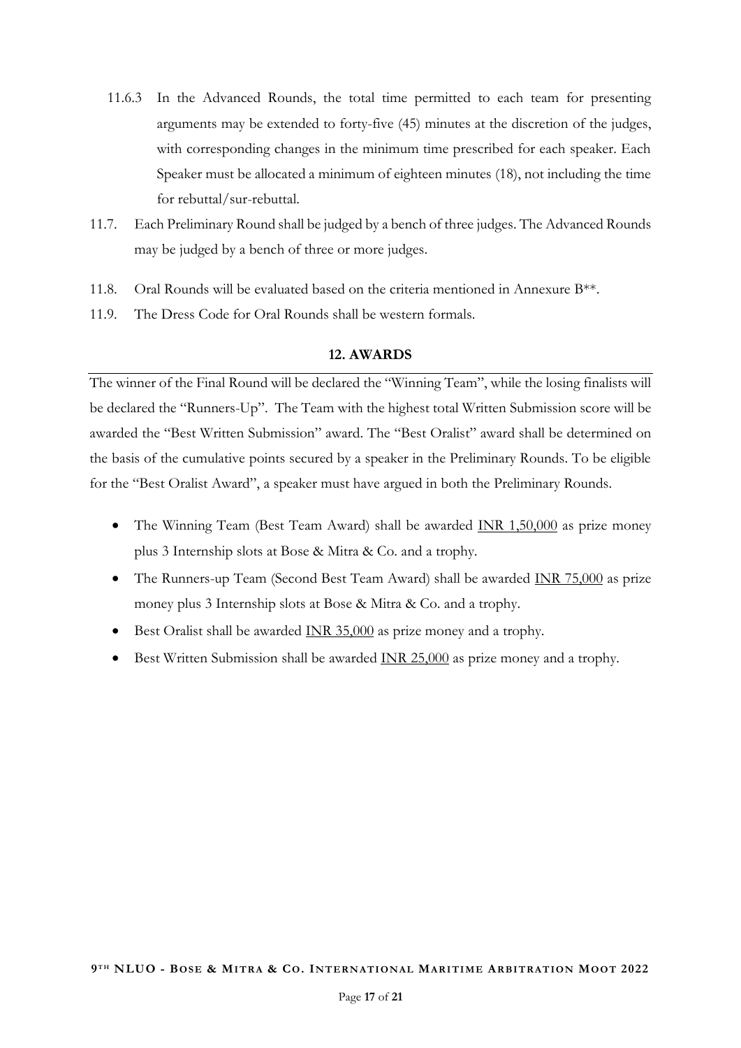11.6.3 In the Advanced Rounds, the total time permitted to each team for presenting arguments may be extended to forty-five (45) minutes at the discretion of the judges, with corresponding changes in the minimum time prescribed for each speaker. Each Speaker must be allocated a minimum of eighteen minutes (18), not including the time for rebuttal/sur-rebuttal.

11.7. Each Preliminary Round shall be judged by a bench of three judges. The Advanced Rounds may be judged by a bench of three or more judges.

11.8. Oral Rounds will be evaluated based on the criteria mentioned in Annexure B**.

11.9. The Dress Code for Oral Rounds shall be western formals.

## 12. AWARDS

The winner of the Final Round will be declared the "Winning Team", while the losing finalists will be declared the "Runners-Up". The Team with the highest total Written Submission score will be awarded the "Best Written Submission" award. The "Best Oralist" award shall be determined on the basis of the cumulative points secured by a speaker in the Preliminary Rounds. To be eligible for the "Best Oralist Award", a speaker must have argued in both the Preliminary Rounds.

- The Winning Team (Best Team Award) shall be awarded INR 1,50,000 as prize money plus 3 Internship slots at Bose & Mitra & Co. and a trophy.
- The Runners-up Team (Second Best Team Award) shall be awarded INR 75,000 as prize money plus 3 Internship slots at Bose & Mitra & Co. and a trophy.
- Best Oralist shall be awarded INR 35,000 as prize money and a trophy.
- Best Written Submission shall be awarded INR 25,000 as prize money and a trophy.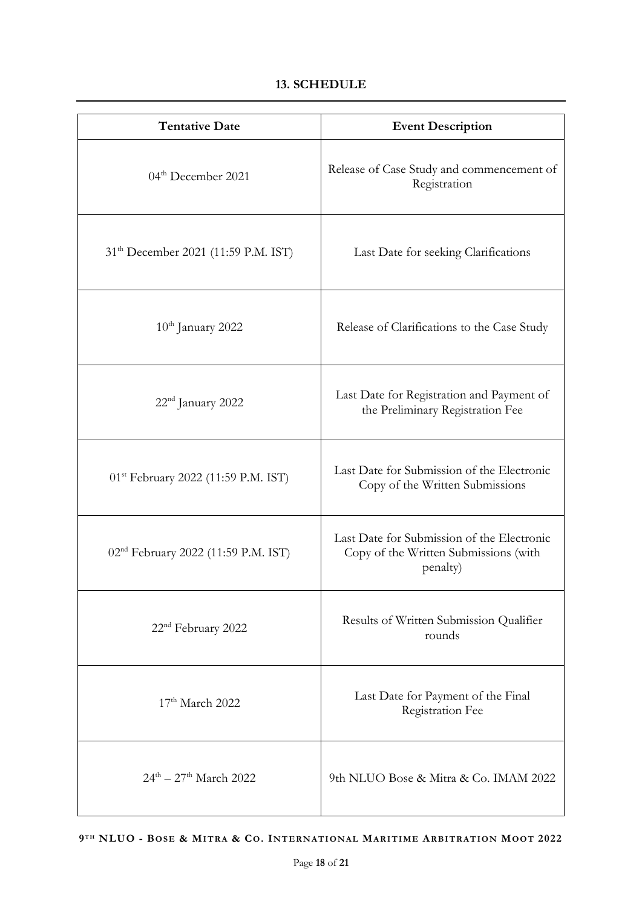## 13. SCHEDULE

| Tentative Date | Event Description |
|---|---|
| 04th December 2021 | Release of Case Study and commencement of Registration |
| 31th December 2021 (11:59 P.M. IST) | Last Date for seeking Clarifications |
| 10th January 2022 | Release of Clarifications to the Case Study |
| 22nd January 2022 | Last Date for Registration and Payment of the Preliminary Registration Fee |
| 01st February 2022 (11:59 P.M. IST) | Last Date for Submission of the Electronic Copy of the Written Submissions |
| 02nd February 2022 (11:59 P.M. IST) | Last Date for Submission of the Electronic Copy of the Written Submissions (with penalty) |
| 22nd February 2022 | Results of Written Submission Qualifier rounds |
| 17th March 2022 | Last Date for Payment of the Final Registration Fee |
| 24th – 27th March 2022 | 9th NLUO Bose & Mitra & Co. IMAM 2022 |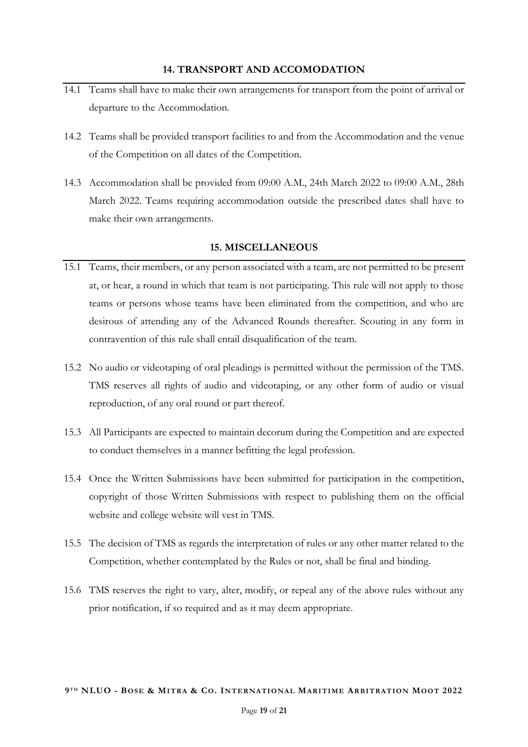## 14. TRANSPORT AND ACCOMODATION

14.1 Teams shall have to make their own arrangements for transport from the point of arrival or departure to the Accommodation.

14.2 Teams shall be provided transport facilities to and from the Accommodation and the venue of the Competition on all dates of the Competition.

14.3 Accommodation shall be provided from 09:00 A.M., 24th March 2022 to 09:00 A.M., 28th March 2022. Teams requiring accommodation outside the prescribed dates shall have to make their own arrangements.

## 15. MISCELLANEOUS

15.1 Teams, their members, or any person associated with a team, are not permitted to be present at, or hear, a round in which that team is not participating. This rule will not apply to those teams or persons whose teams have been eliminated from the competition, and who are desirous of attending any of the Advanced Rounds thereafter. Scouting in any form in contravention of this rule shall entail disqualification of the team.

15.2 No audio or videotaping of oral pleadings is permitted without the permission of the TMS. TMS reserves all rights of audio and videotaping, or any other form of audio or visual reproduction, of any oral round or part thereof.

15.3 All Participants are expected to maintain decorum during the Competition and are expected to conduct themselves in a manner befitting the legal profession.

15.4 Once the Written Submissions have been submitted for participation in the competition, copyright of those Written Submissions with respect to publishing them on the official website and college website will vest in TMS.

15.5 The decision of TMS as regards the interpretation of rules or any other matter related to the Competition, whether contemplated by the Rules or not, shall be final and binding.

15.6 TMS reserves the right to vary, alter, modify, or repeal any of the above rules without any prior notification, if so required and as it may deem appropriate.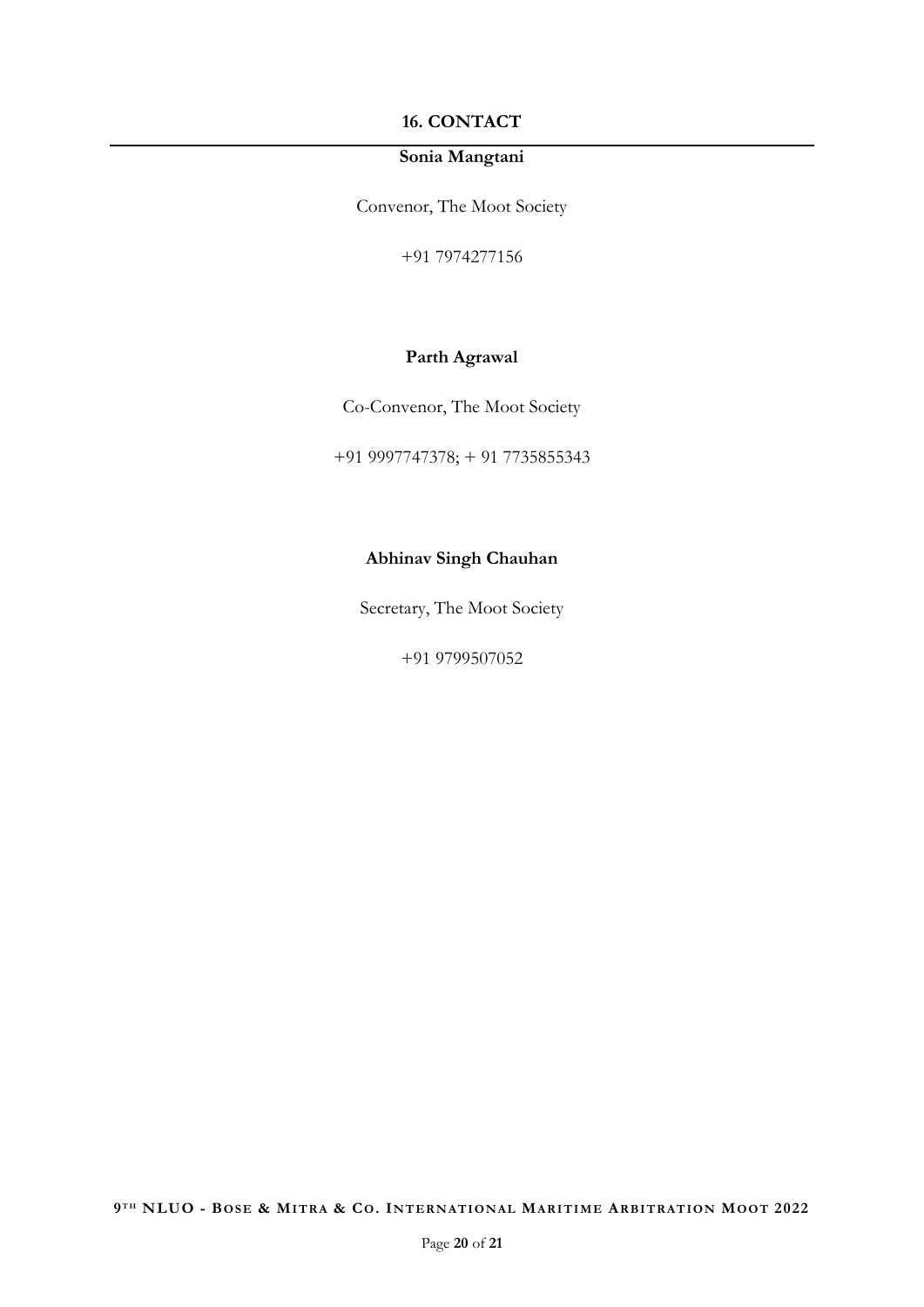## 16. CONTACT

**Sonia Mangtani**

Convenor, The Moot Society

+91 7974277156

**Parth Agrawal**

Co-Convenor, The Moot Society

+91 9997747378; + 91 7735855343

**Abhinav Singh Chauhan**

Secretary, The Moot Society

+91 9799507052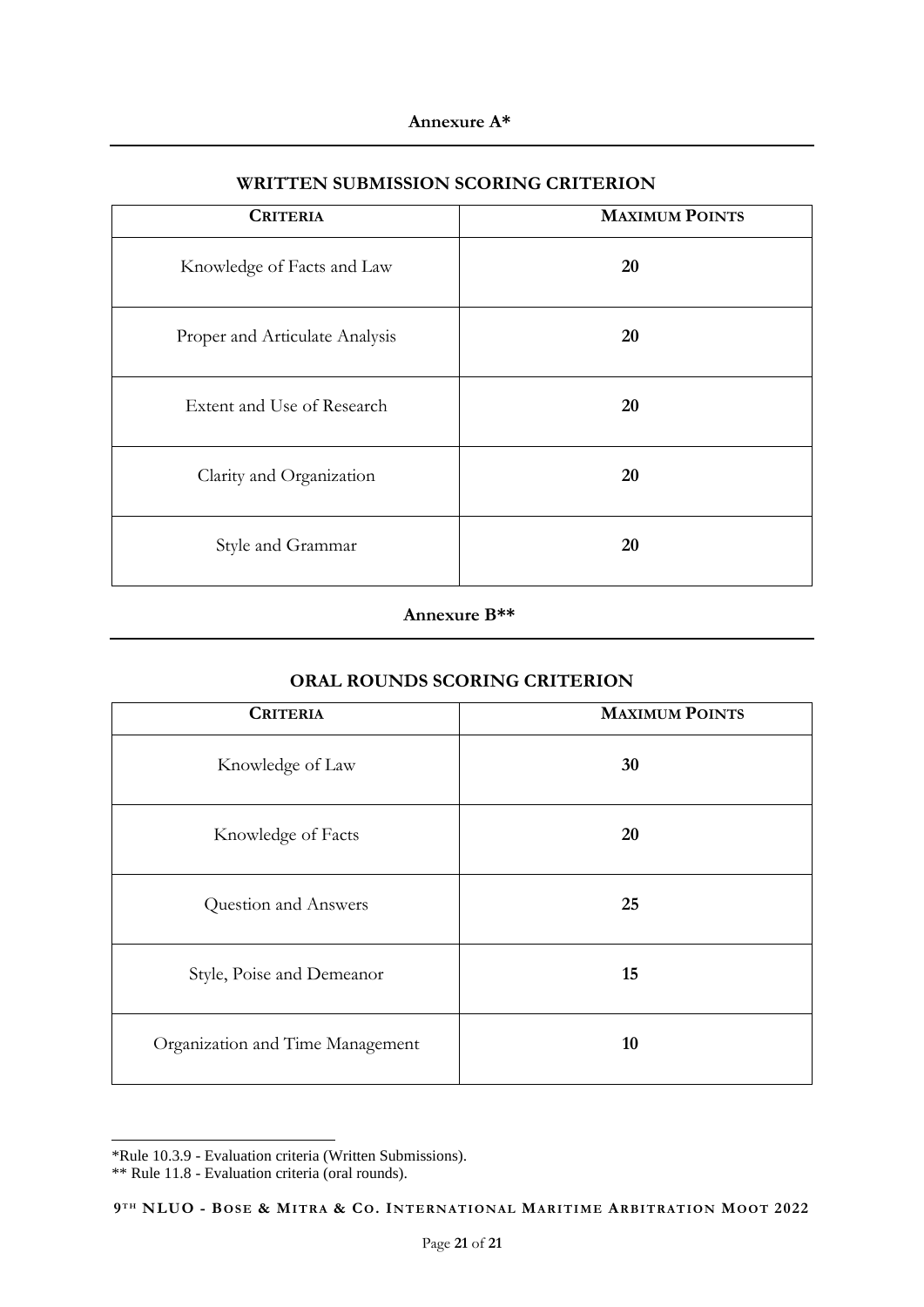## Annexure A*

### WRITTEN SUBMISSION SCORING CRITERION

| CRITERIA | MAXIMUM POINTS |
|---|---|
| Knowledge of Facts and Law | **20** |
| Proper and Articulate Analysis | **20** |
| Extent and Use of Research | **20** |
| Clarity and Organization | **20** |
| Style and Grammar | **20** |

## Annexure B**

### ORAL ROUNDS SCORING CRITERION

| CRITERIA | MAXIMUM POINTS |
|---|---|
| Knowledge of Law | **30** |
| Knowledge of Facts | **20** |
| Question and Answers | **25** |
| Style, Poise and Demeanor | **15** |
| Organization and Time Management | **10** |

*Rule 10.3.9 - Evaluation criteria (Written Submissions).

** Rule 11.8 - Evaluation criteria (oral rounds).